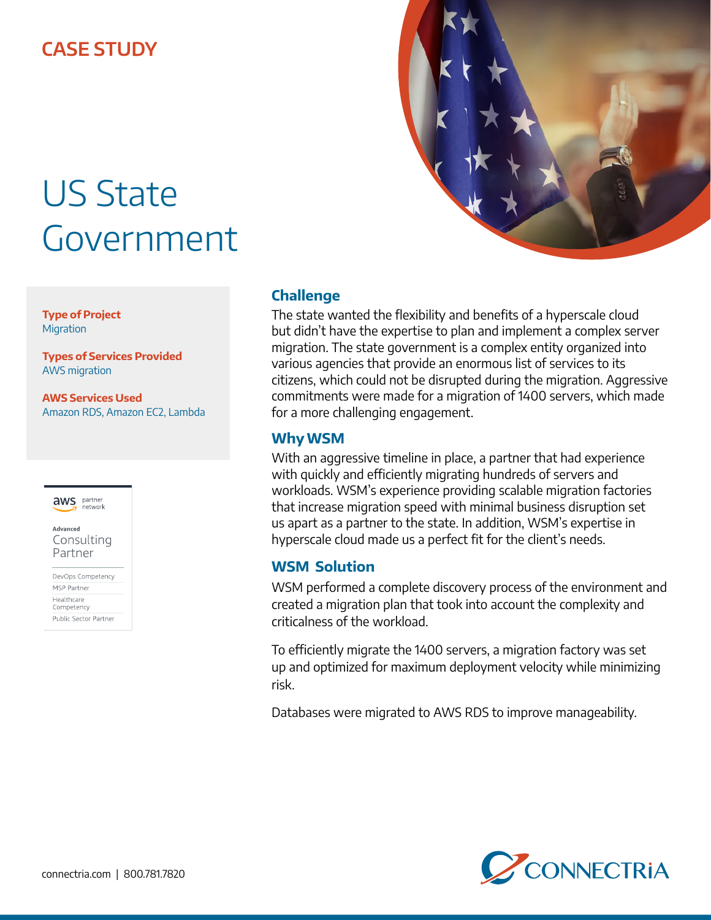CASE STUDY

# US State Government

**Type of Project**
Migration

**Types of Services Provided**
AWS migration

**AWS Services Used**
Amazon RDS, Amazon EC2, Lambda

aws partner network

Advanced
Consulting Partner

DevOps Competency
MSP Partner
Healthcare Competency
Public Sector Partner

## Challenge

The state wanted the flexibility and benefits of a hyperscale cloud but didn't have the expertise to plan and implement a complex server migration. The state government is a complex entity organized into various agencies that provide an enormous list of services to its citizens, which could not be disrupted during the migration. Aggressive commitments were made for a migration of 1400 servers, which made for a more challenging engagement.

## Why WSM

With an aggressive timeline in place, a partner that had experience with quickly and efficiently migrating hundreds of servers and workloads. WSM's experience providing scalable migration factories that increase migration speed with minimal business disruption set us apart as a partner to the state. In addition, WSM's expertise in hyperscale cloud made us a perfect fit for the client's needs.

## WSM Solution

WSM performed a complete discovery process of the environment and created a migration plan that took into account the complexity and criticalness of the workload.

To efficiently migrate the 1400 servers, a migration factory was set up and optimized for maximum deployment velocity while minimizing risk.

Databases were migrated to AWS RDS to improve manageability.

connectria.com | 800.781.7820

CONNECTRiA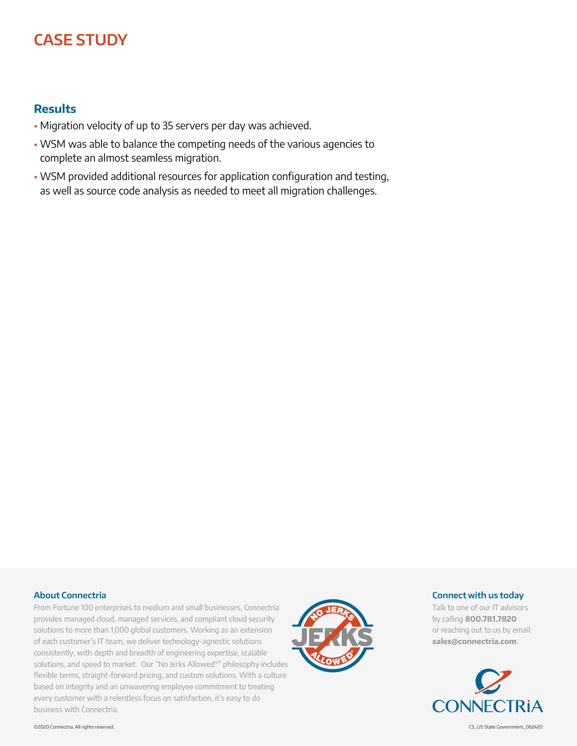# CASE STUDY

## Results

- Migration velocity of up to 35 servers per day was achieved.
- WSM was able to balance the competing needs of the various agencies to complete an almost seamless migration.
- WSM provided additional resources for application configuration and testing, as well as source code analysis as needed to meet all migration challenges.

### About Connectria

From Fortune 100 enterprises to medium and small businesses, Connectria provides managed cloud, managed services, and compliant cloud security solutions to more than 1,000 global customers. Working as an extension of each customer's IT team, we deliver technology-agnostic solutions consistently, with depth and breadth of engineering expertise, scalable solutions, and speed to market. Our "No Jerks Allowed®" philosophy includes flexible terms, straight-forward pricing, and custom solutions. With a culture based on integrity and an unwavering employee commitment to treating every customer with a relentless focus on satisfaction, it's easy to do business with Connectria.

### Connect with us today

Talk to one of our IT advisors by calling **800.781.7820** or reaching out to us by email: **sales@connectria.com**.

©2020 Connectria. All rights reserved.

CS_US State Government_062420